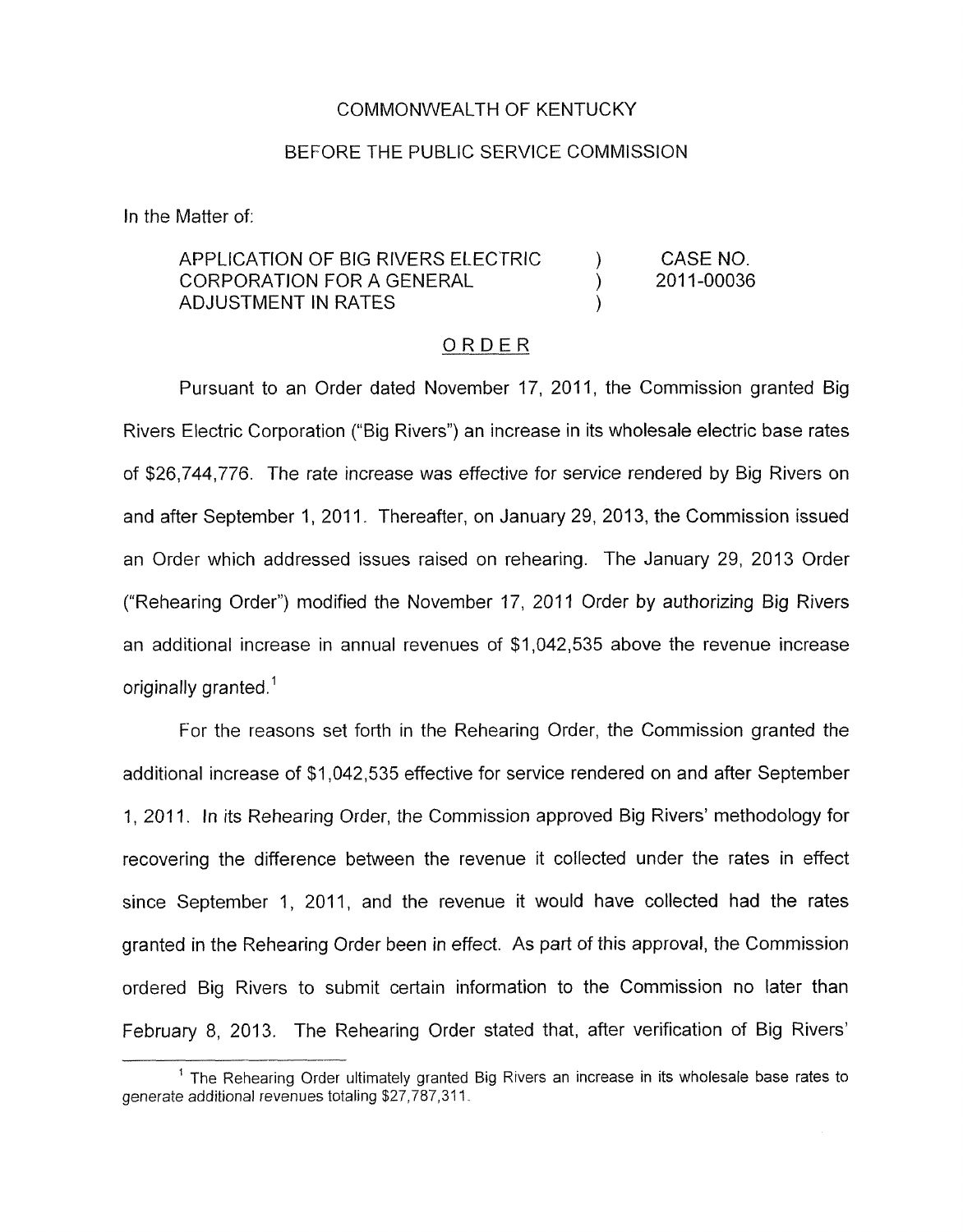COMMONWEALTH OF KENTUCKY

BEFORE THE PUBLIC SERVICE COMMISSION

In the Matter of:

| | | |
|---|---|---|
| APPLICATION OF BIG RIVERS ELECTRIC CORPORATION FOR A GENERAL ADJUSTMENT IN RATES | ) ) ) | CASE NO. 2011-00036 |

## ORDER

Pursuant to an Order dated November 17, 2011, the Commission granted Big Rivers Electric Corporation ("Big Rivers") an increase in its wholesale electric base rates of $26,744,776. The rate increase was effective for service rendered by Big Rivers on and after September 1, 2011. Thereafter, on January 29, 2013, the Commission issued an Order which addressed issues raised on rehearing. The January 29, 2013 Order ("Rehearing Order") modified the November 17, 2011 Order by authorizing Big Rivers an additional increase in annual revenues of $1,042,535 above the revenue increase originally granted.[1]

For the reasons set forth in the Rehearing Order, the Commission granted the additional increase of $1,042,535 effective for service rendered on and after September 1, 2011. In its Rehearing Order, the Commission approved Big Rivers' methodology for recovering the difference between the revenue it collected under the rates in effect since September 1, 2011, and the revenue it would have collected had the rates granted in the Rehearing Order been in effect. As part of this approval, the Commission ordered Big Rivers to submit certain information to the Commission no later than February 8, 2013. The Rehearing Order stated that, after verification of Big Rivers'

[1] The Rehearing Order ultimately granted Big Rivers an increase in its wholesale base rates to generate additional revenues totaling $27,787,311.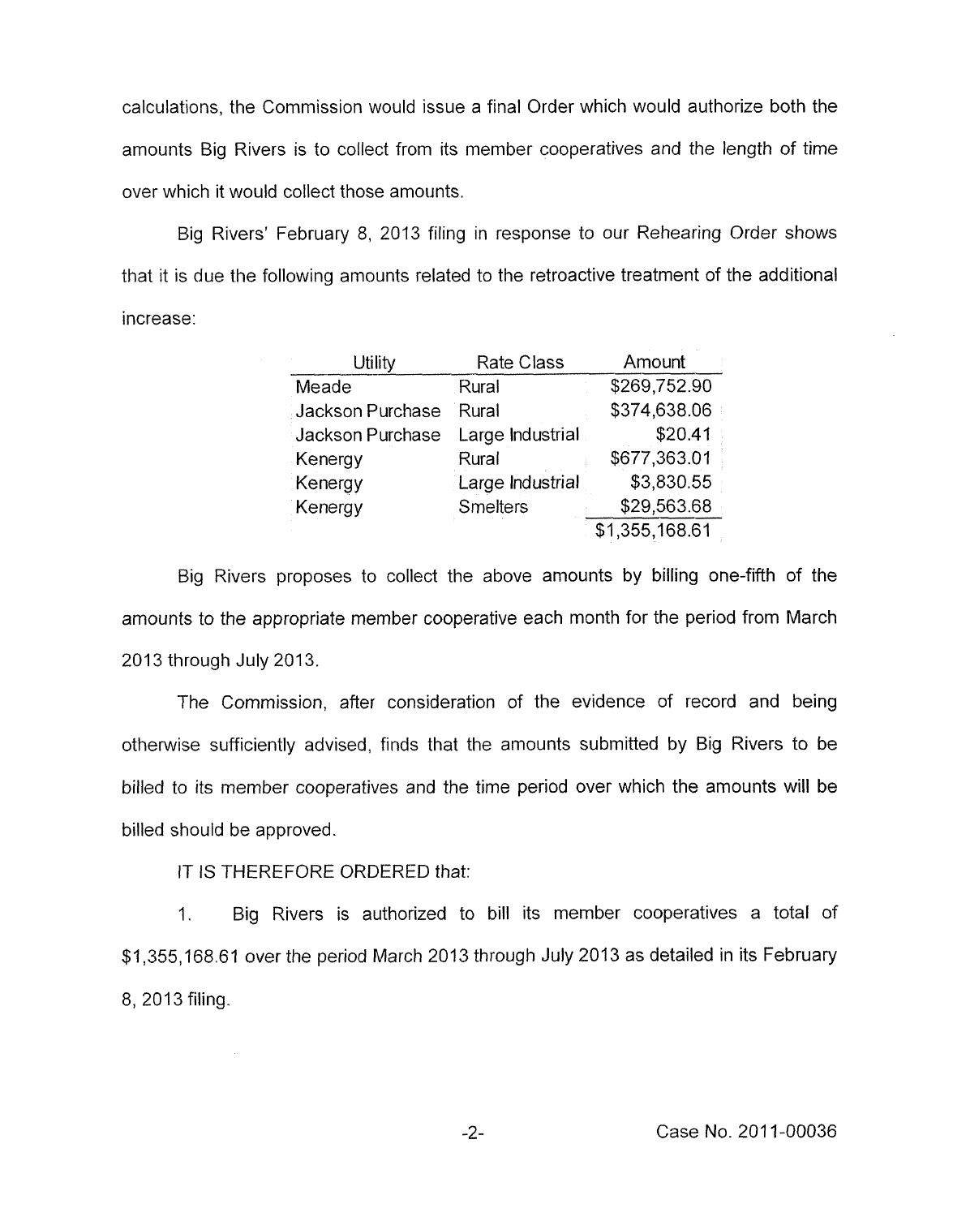calculations, the Commission would issue a final Order which would authorize both the amounts Big Rivers is to collect from its member cooperatives and the length of time over which it would collect those amounts.

Big Rivers' February 8, 2013 filing in response to our Rehearing Order shows that it is due the following amounts related to the retroactive treatment of the additional increase:

| Utility | Rate Class | Amount |
|---|---|---|
| Meade | Rural | $269,752.90 |
| Jackson Purchase | Rural | $374,638.06 |
| Jackson Purchase | Large Industrial | $20.41 |
| Kenergy | Rural | $677,363.01 |
| Kenergy | Large Industrial | $3,830.55 |
| Kenergy | Smelters | $29,563.68 |
| | | $1,355,168.61 |

Big Rivers proposes to collect the above amounts by billing one-fifth of the amounts to the appropriate member cooperative each month for the period from March 2013 through July 2013.

The Commission, after consideration of the evidence of record and being otherwise sufficiently advised, finds that the amounts submitted by Big Rivers to be billed to its member cooperatives and the time period over which the amounts will be billed should be approved.

IT IS THEREFORE ORDERED that:

1. Big Rivers is authorized to bill its member cooperatives a total of $1,355,168.61 over the period March 2013 through July 2013 as detailed in its February 8, 2013 filing.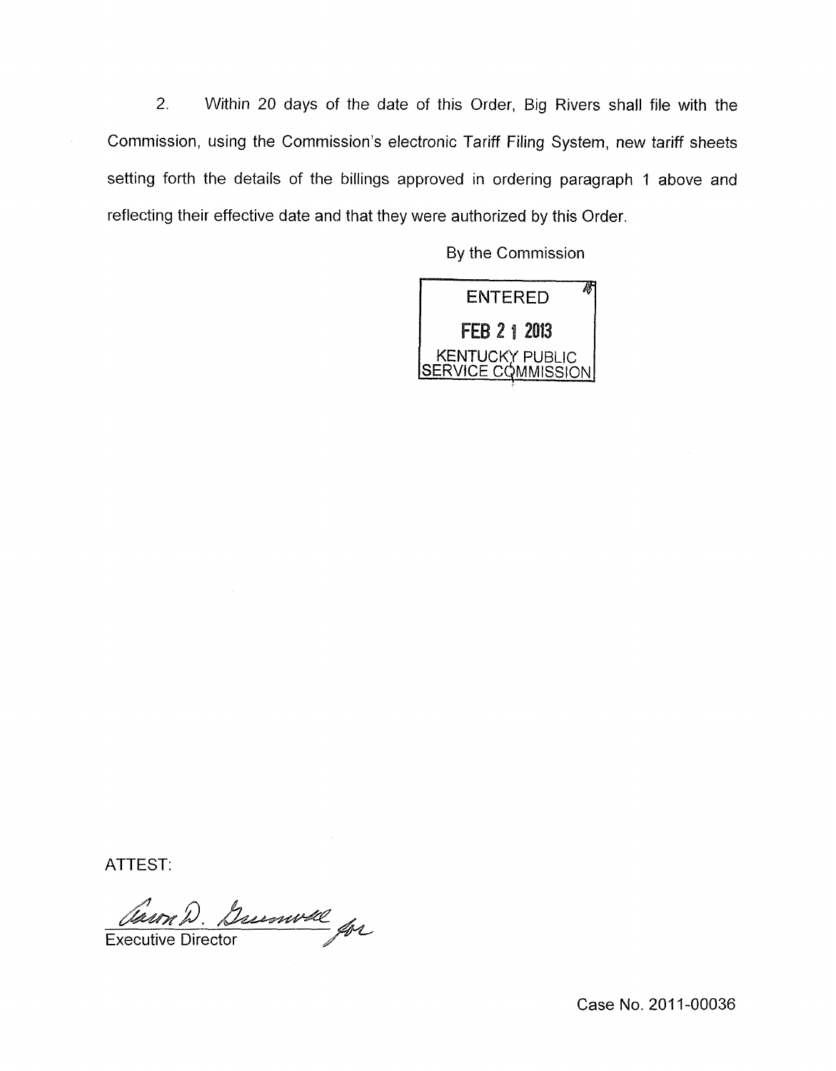2. Within 20 days of the date of this Order, Big Rivers shall file with the Commission, using the Commission's electronic Tariff Filing System, new tariff sheets setting forth the details of the billings approved in ordering paragraph 1 above and reflecting their effective date and that they were authorized by this Order.

By the Commission

ENTERED

FEB 21 2013

KENTUCKY PUBLIC SERVICE COMMISSION

ATTEST:

Executive Director

Case No. 2011-00036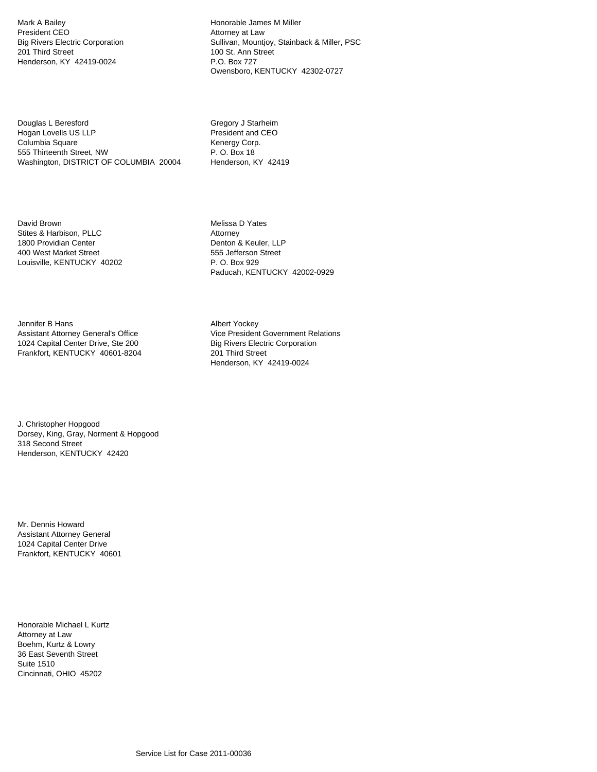Mark A Bailey
President CEO
Big Rivers Electric Corporation
201 Third Street
Henderson, KY 42419-0024

Honorable James M Miller
Attorney at Law
Sullivan, Mountjoy, Stainback & Miller, PSC
100 St. Ann Street
P.O. Box 727
Owensboro, KENTUCKY 42302-0727

Douglas L Beresford
Hogan Lovells US LLP
Columbia Square
555 Thirteenth Street, NW
Washington, DISTRICT OF COLUMBIA 20004

Gregory J Starheim
President and CEO
Kenergy Corp.
P. O. Box 18
Henderson, KY 42419

David Brown
Stites & Harbison, PLLC
1800 Providian Center
400 West Market Street
Louisville, KENTUCKY 40202

Melissa D Yates
Attorney
Denton & Keuler, LLP
555 Jefferson Street
P. O. Box 929
Paducah, KENTUCKY 42002-0929

Jennifer B Hans
Assistant Attorney General's Office
1024 Capital Center Drive, Ste 200
Frankfort, KENTUCKY 40601-8204

Albert Yockey
Vice President Government Relations
Big Rivers Electric Corporation
201 Third Street
Henderson, KY 42419-0024

J. Christopher Hopgood
Dorsey, King, Gray, Norment & Hopgood
318 Second Street
Henderson, KENTUCKY 42420

Mr. Dennis Howard
Assistant Attorney General
1024 Capital Center Drive
Frankfort, KENTUCKY 40601

Honorable Michael L Kurtz
Attorney at Law
Boehm, Kurtz & Lowry
36 East Seventh Street
Suite 1510
Cincinnati, OHIO 45202

Service List for Case 2011-00036